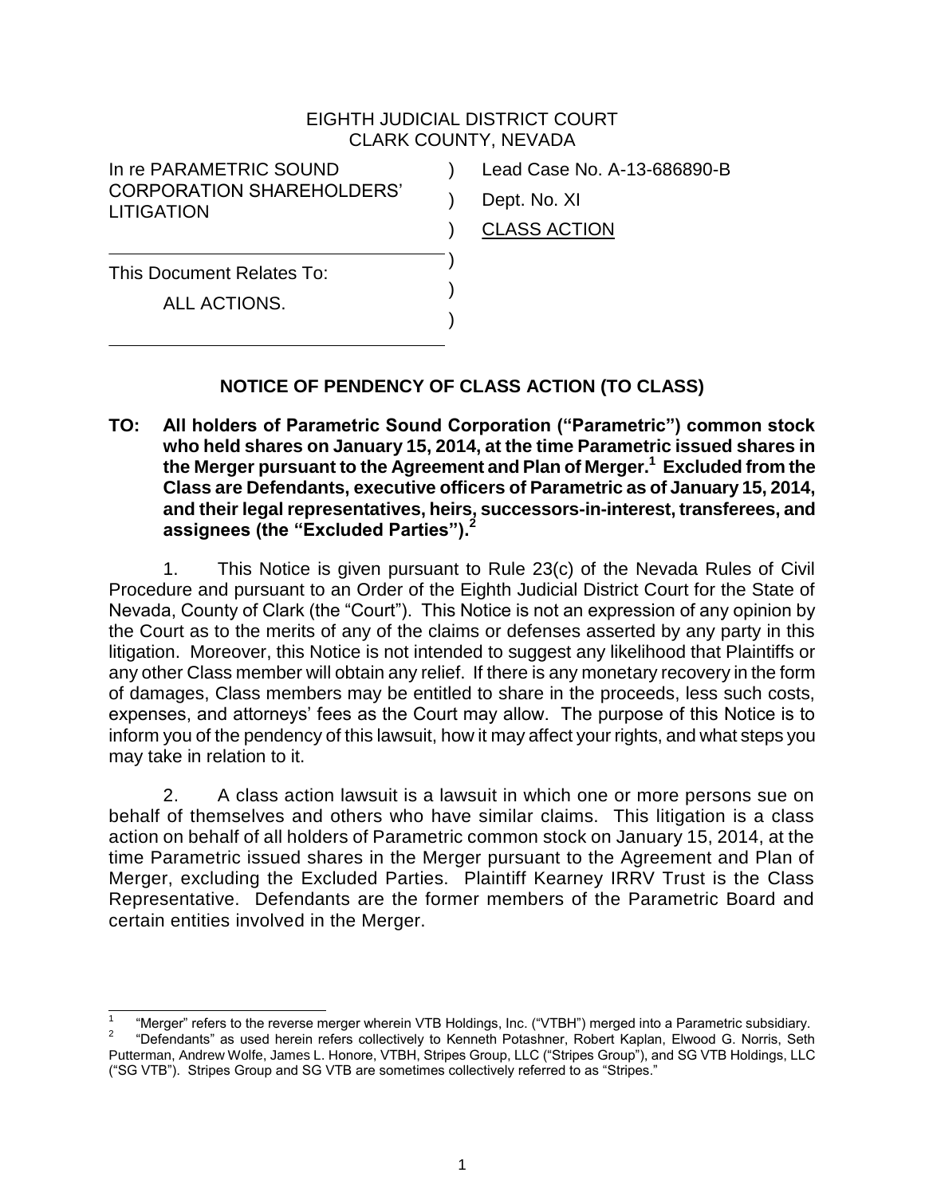EIGHTH JUDICIAL DISTRICT COURT
CLARK COUNTY, NEVADA

In re PARAMETRIC SOUND CORPORATION SHAREHOLDERS' LITIGATION

This Document Relates To:

ALL ACTIONS.

Lead Case No. A-13-686890-B

Dept. No. XI

CLASS ACTION

## NOTICE OF PENDENCY OF CLASS ACTION (TO CLASS)

**TO: All holders of Parametric Sound Corporation ("Parametric") common stock who held shares on January 15, 2014, at the time Parametric issued shares in the Merger pursuant to the Agreement and Plan of Merger.[1] Excluded from the Class are Defendants, executive officers of Parametric as of January 15, 2014, and their legal representatives, heirs, successors-in-interest, transferees, and assignees (the "Excluded Parties").[2]**

1. This Notice is given pursuant to Rule 23(c) of the Nevada Rules of Civil Procedure and pursuant to an Order of the Eighth Judicial District Court for the State of Nevada, County of Clark (the "Court"). This Notice is not an expression of any opinion by the Court as to the merits of any of the claims or defenses asserted by any party in this litigation. Moreover, this Notice is not intended to suggest any likelihood that Plaintiffs or any other Class member will obtain any relief. If there is any monetary recovery in the form of damages, Class members may be entitled to share in the proceeds, less such costs, expenses, and attorneys' fees as the Court may allow. The purpose of this Notice is to inform you of the pendency of this lawsuit, how it may affect your rights, and what steps you may take in relation to it.

2. A class action lawsuit is a lawsuit in which one or more persons sue on behalf of themselves and others who have similar claims. This litigation is a class action on behalf of all holders of Parametric common stock on January 15, 2014, at the time Parametric issued shares in the Merger pursuant to the Agreement and Plan of Merger, excluding the Excluded Parties. Plaintiff Kearney IRRV Trust is the Class Representative. Defendants are the former members of the Parametric Board and certain entities involved in the Merger.

---

[1] "Merger" refers to the reverse merger wherein VTB Holdings, Inc. ("VTBH") merged into a Parametric subsidiary.

[2] "Defendants" as used herein refers collectively to Kenneth Potashner, Robert Kaplan, Elwood G. Norris, Seth Putterman, Andrew Wolfe, James L. Honore, VTBH, Stripes Group, LLC ("Stripes Group"), and SG VTB Holdings, LLC ("SG VTB"). Stripes Group and SG VTB are sometimes collectively referred to as "Stripes."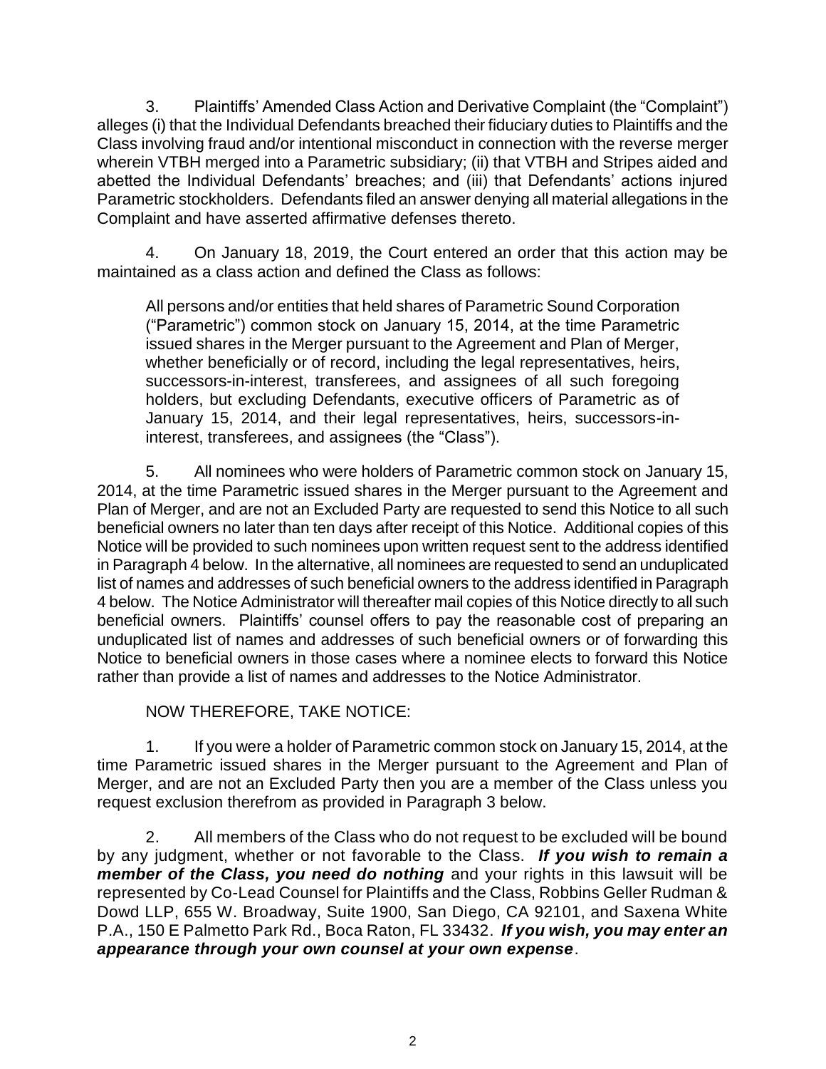3. Plaintiffs' Amended Class Action and Derivative Complaint (the "Complaint") alleges (i) that the Individual Defendants breached their fiduciary duties to Plaintiffs and the Class involving fraud and/or intentional misconduct in connection with the reverse merger wherein VTBH merged into a Parametric subsidiary; (ii) that VTBH and Stripes aided and abetted the Individual Defendants' breaches; and (iii) that Defendants' actions injured Parametric stockholders. Defendants filed an answer denying all material allegations in the Complaint and have asserted affirmative defenses thereto.

4. On January 18, 2019, the Court entered an order that this action may be maintained as a class action and defined the Class as follows:

> All persons and/or entities that held shares of Parametric Sound Corporation ("Parametric") common stock on January 15, 2014, at the time Parametric issued shares in the Merger pursuant to the Agreement and Plan of Merger, whether beneficially or of record, including the legal representatives, heirs, successors-in-interest, transferees, and assignees of all such foregoing holders, but excluding Defendants, executive officers of Parametric as of January 15, 2014, and their legal representatives, heirs, successors-in-interest, transferees, and assignees (the "Class").

5. All nominees who were holders of Parametric common stock on January 15, 2014, at the time Parametric issued shares in the Merger pursuant to the Agreement and Plan of Merger, and are not an Excluded Party are requested to send this Notice to all such beneficial owners no later than ten days after receipt of this Notice. Additional copies of this Notice will be provided to such nominees upon written request sent to the address identified in Paragraph 4 below. In the alternative, all nominees are requested to send an unduplicated list of names and addresses of such beneficial owners to the address identified in Paragraph 4 below. The Notice Administrator will thereafter mail copies of this Notice directly to all such beneficial owners. Plaintiffs' counsel offers to pay the reasonable cost of preparing an unduplicated list of names and addresses of such beneficial owners or of forwarding this Notice to beneficial owners in those cases where a nominee elects to forward this Notice rather than provide a list of names and addresses to the Notice Administrator.

NOW THEREFORE, TAKE NOTICE:

1. If you were a holder of Parametric common stock on January 15, 2014, at the time Parametric issued shares in the Merger pursuant to the Agreement and Plan of Merger, and are not an Excluded Party then you are a member of the Class unless you request exclusion therefrom as provided in Paragraph 3 below.

2. All members of the Class who do not request to be excluded will be bound by any judgment, whether or not favorable to the Class. ***If you wish to remain a member of the Class, you need do nothing*** and your rights in this lawsuit will be represented by Co-Lead Counsel for Plaintiffs and the Class, Robbins Geller Rudman & Dowd LLP, 655 W. Broadway, Suite 1900, San Diego, CA 92101, and Saxena White P.A., 150 E Palmetto Park Rd., Boca Raton, FL 33432. ***If you wish, you may enter an appearance through your own counsel at your own expense***.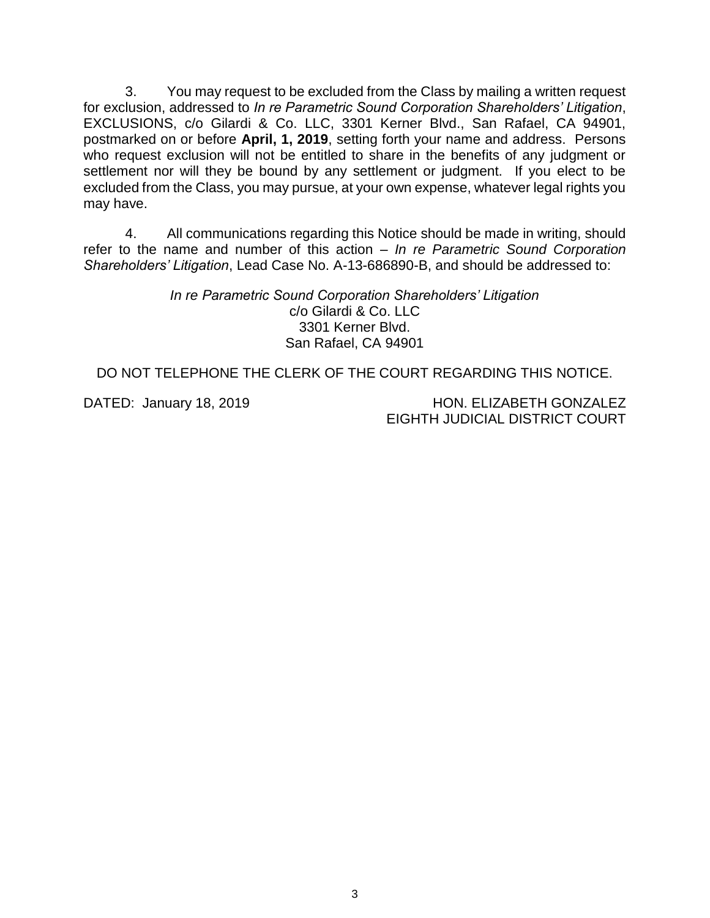3. You may request to be excluded from the Class by mailing a written request for exclusion, addressed to *In re Parametric Sound Corporation Shareholders' Litigation*, EXCLUSIONS, c/o Gilardi & Co. LLC, 3301 Kerner Blvd., San Rafael, CA 94901, postmarked on or before **April, 1, 2019**, setting forth your name and address. Persons who request exclusion will not be entitled to share in the benefits of any judgment or settlement nor will they be bound by any settlement or judgment. If you elect to be excluded from the Class, you may pursue, at your own expense, whatever legal rights you may have.

4. All communications regarding this Notice should be made in writing, should refer to the name and number of this action – *In re Parametric Sound Corporation Shareholders' Litigation*, Lead Case No. A-13-686890-B, and should be addressed to:

*In re Parametric Sound Corporation Shareholders' Litigation*
c/o Gilardi & Co. LLC
3301 Kerner Blvd.
San Rafael, CA 94901

DO NOT TELEPHONE THE CLERK OF THE COURT REGARDING THIS NOTICE.

DATED: January 18, 2019

HON. ELIZABETH GONZALEZ
EIGHTH JUDICIAL DISTRICT COURT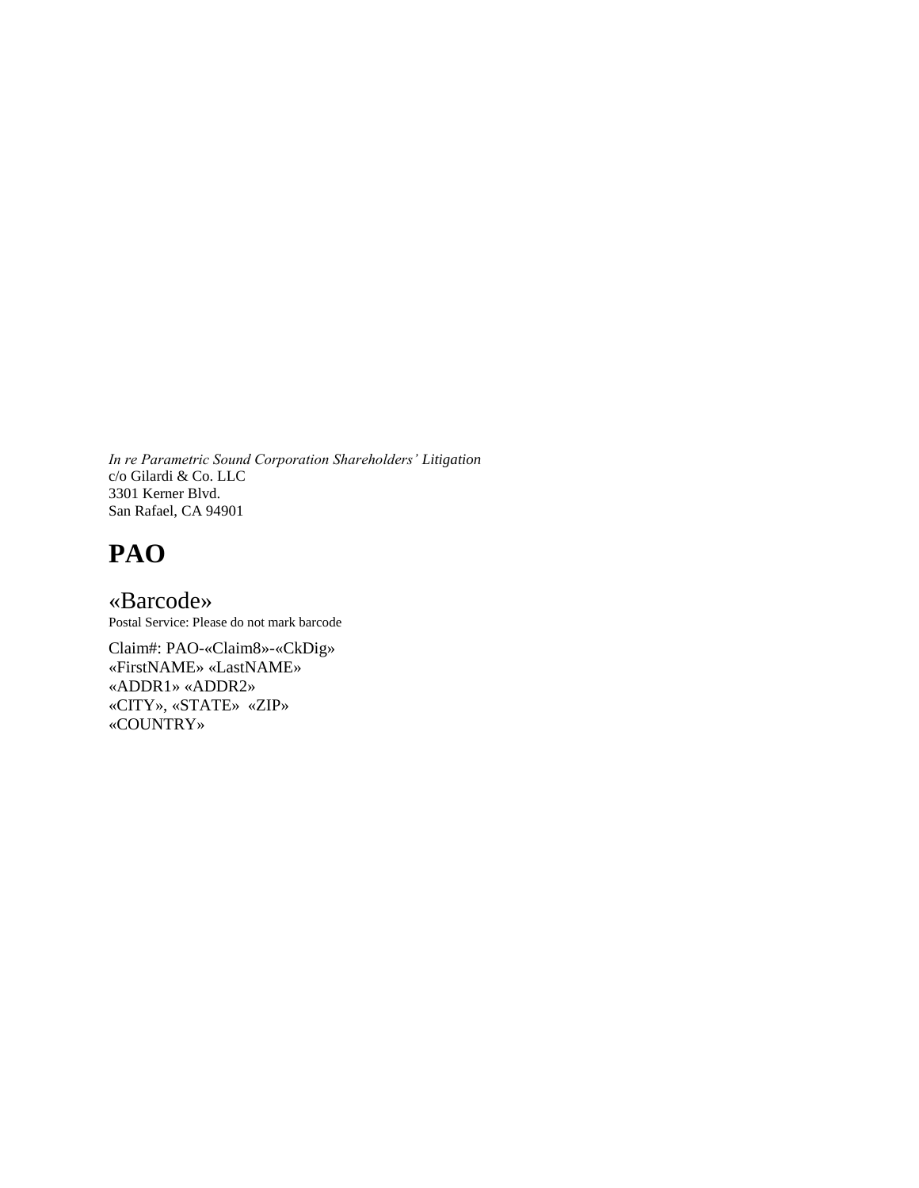*In re Parametric Sound Corporation Shareholders' Litigation*
c/o Gilardi & Co. LLC
3301 Kerner Blvd.
San Rafael, CA 94901

# PAO

«Barcode»
Postal Service: Please do not mark barcode

Claim#: PAO-«Claim8»-«CkDig»
«FirstNAME» «LastNAME»
«ADDR1» «ADDR2»
«CITY», «STATE» «ZIP»
«COUNTRY»